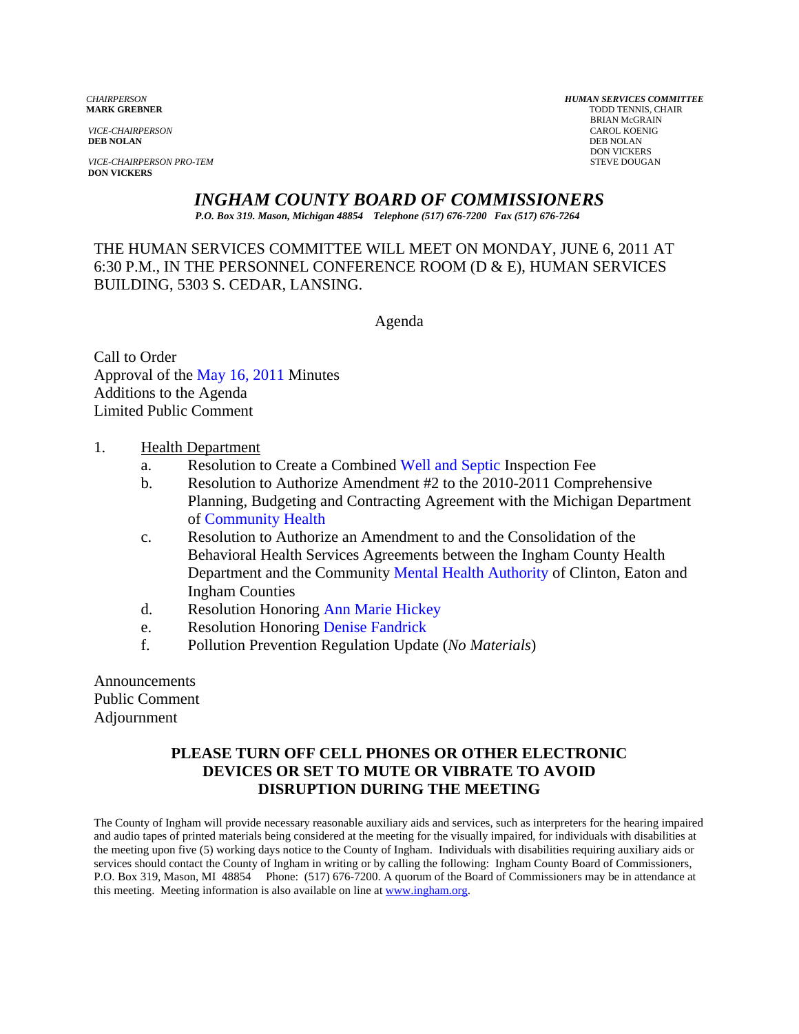*CHAIRPERSON*
**MARK GREBNER**

*VICE-CHAIRPERSON*
**DEB NOLAN**

*VICE-CHAIRPERSON PRO-TEM*
**DON VICKERS**

***HUMAN SERVICES COMMITTEE***
TODD TENNIS, CHAIR
BRIAN McGRAIN
CAROL KOENIG
DEB NOLAN
DON VICKERS
STEVE DOUGAN

# *INGHAM COUNTY BOARD OF COMMISSIONERS*

***P.O. Box 319. Mason, Michigan 48854 Telephone (517) 676-7200 Fax (517) 676-7264***

THE HUMAN SERVICES COMMITTEE WILL MEET ON MONDAY, JUNE 6, 2011 AT 6:30 P.M., IN THE PERSONNEL CONFERENCE ROOM (D & E), HUMAN SERVICES BUILDING, 5303 S. CEDAR, LANSING.

Agenda

Call to Order
Approval of the May 16, 2011 Minutes
Additions to the Agenda
Limited Public Comment

1. Health Department
   a. Resolution to Create a Combined Well and Septic Inspection Fee
   b. Resolution to Authorize Amendment #2 to the 2010-2011 Comprehensive Planning, Budgeting and Contracting Agreement with the Michigan Department of Community Health
   c. Resolution to Authorize an Amendment to and the Consolidation of the Behavioral Health Services Agreements between the Ingham County Health Department and the Community Mental Health Authority of Clinton, Eaton and Ingham Counties
   d. Resolution Honoring Ann Marie Hickey
   e. Resolution Honoring Denise Fandrick
   f. Pollution Prevention Regulation Update (*No Materials*)

Announcements
Public Comment
Adjournment

**PLEASE TURN OFF CELL PHONES OR OTHER ELECTRONIC DEVICES OR SET TO MUTE OR VIBRATE TO AVOID DISRUPTION DURING THE MEETING**

The County of Ingham will provide necessary reasonable auxiliary aids and services, such as interpreters for the hearing impaired and audio tapes of printed materials being considered at the meeting for the visually impaired, for individuals with disabilities at the meeting upon five (5) working days notice to the County of Ingham. Individuals with disabilities requiring auxiliary aids or services should contact the County of Ingham in writing or by calling the following: Ingham County Board of Commissioners, P.O. Box 319, Mason, MI 48854 Phone: (517) 676-7200. A quorum of the Board of Commissioners may be in attendance at this meeting. Meeting information is also available on line at www.ingham.org.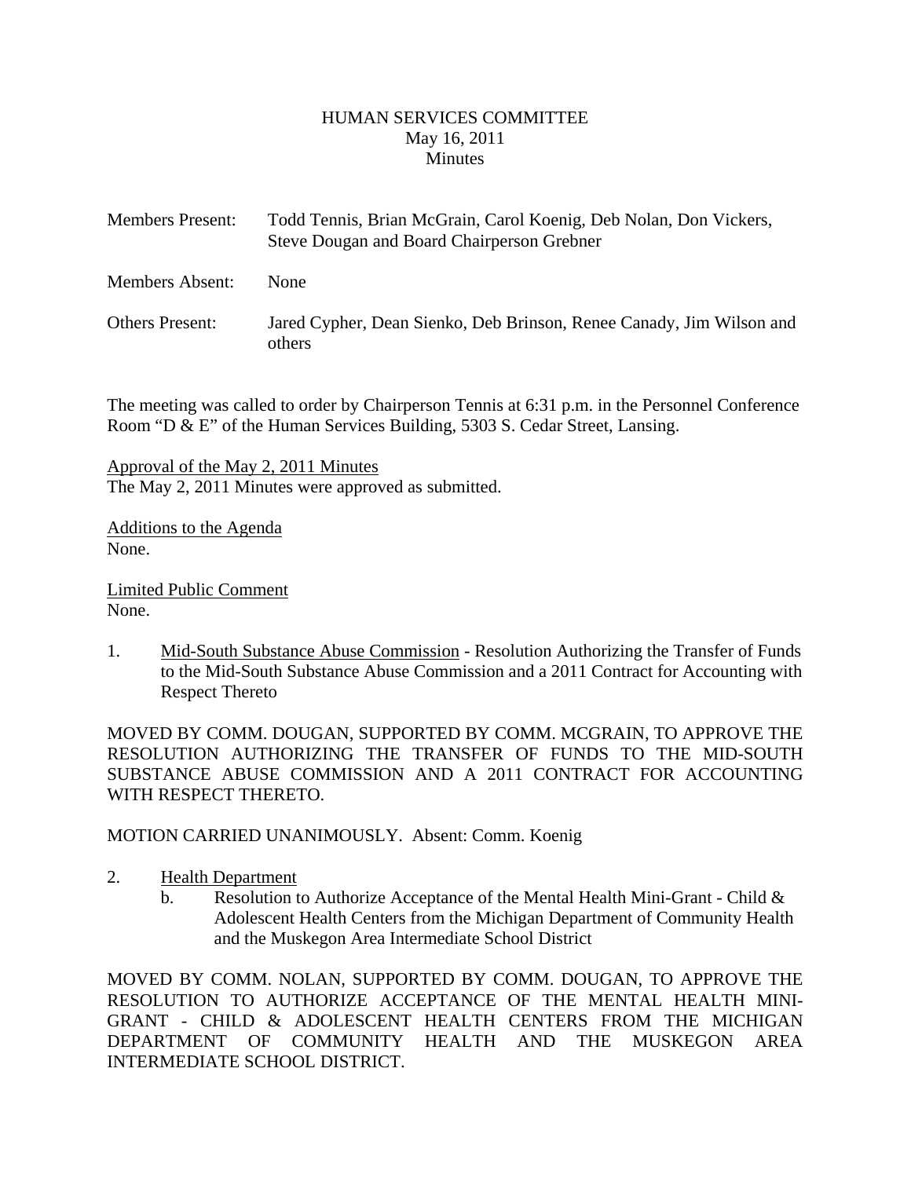HUMAN SERVICES COMMITTEE
May 16, 2011
Minutes

Members Present: Todd Tennis, Brian McGrain, Carol Koenig, Deb Nolan, Don Vickers, Steve Dougan and Board Chairperson Grebner

Members Absent: None

Others Present: Jared Cypher, Dean Sienko, Deb Brinson, Renee Canady, Jim Wilson and others

The meeting was called to order by Chairperson Tennis at 6:31 p.m. in the Personnel Conference Room "D & E" of the Human Services Building, 5303 S. Cedar Street, Lansing.

Approval of the May 2, 2011 Minutes
The May 2, 2011 Minutes were approved as submitted.

Additions to the Agenda
None.

Limited Public Comment
None.

1. Mid-South Substance Abuse Commission - Resolution Authorizing the Transfer of Funds to the Mid-South Substance Abuse Commission and a 2011 Contract for Accounting with Respect Thereto

MOVED BY COMM. DOUGAN, SUPPORTED BY COMM. MCGRAIN, TO APPROVE THE RESOLUTION AUTHORIZING THE TRANSFER OF FUNDS TO THE MID-SOUTH SUBSTANCE ABUSE COMMISSION AND A 2011 CONTRACT FOR ACCOUNTING WITH RESPECT THERETO.

MOTION CARRIED UNANIMOUSLY. Absent: Comm. Koenig

2. Health Department
   b. Resolution to Authorize Acceptance of the Mental Health Mini-Grant - Child & Adolescent Health Centers from the Michigan Department of Community Health and the Muskegon Area Intermediate School District

MOVED BY COMM. NOLAN, SUPPORTED BY COMM. DOUGAN, TO APPROVE THE RESOLUTION TO AUTHORIZE ACCEPTANCE OF THE MENTAL HEALTH MINI-GRANT - CHILD & ADOLESCENT HEALTH CENTERS FROM THE MICHIGAN DEPARTMENT OF COMMUNITY HEALTH AND THE MUSKEGON AREA INTERMEDIATE SCHOOL DISTRICT.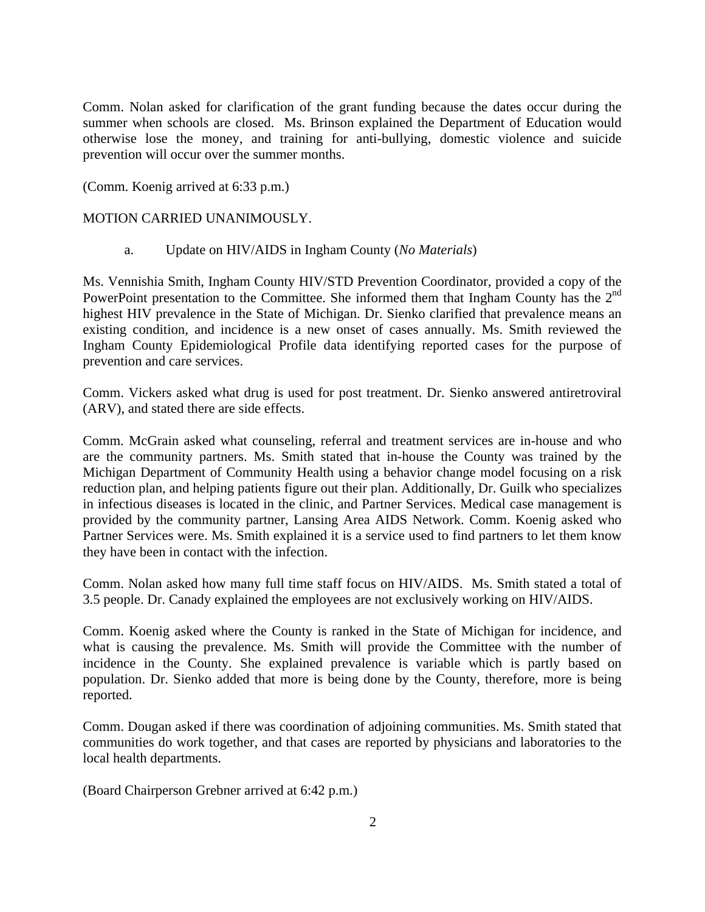Comm. Nolan asked for clarification of the grant funding because the dates occur during the summer when schools are closed. Ms. Brinson explained the Department of Education would otherwise lose the money, and training for anti-bullying, domestic violence and suicide prevention will occur over the summer months.

(Comm. Koenig arrived at 6:33 p.m.)

MOTION CARRIED UNANIMOUSLY.

a. Update on HIV/AIDS in Ingham County (*No Materials*)

Ms. Vennishia Smith, Ingham County HIV/STD Prevention Coordinator, provided a copy of the PowerPoint presentation to the Committee. She informed them that Ingham County has the 2nd highest HIV prevalence in the State of Michigan. Dr. Sienko clarified that prevalence means an existing condition, and incidence is a new onset of cases annually. Ms. Smith reviewed the Ingham County Epidemiological Profile data identifying reported cases for the purpose of prevention and care services.

Comm. Vickers asked what drug is used for post treatment. Dr. Sienko answered antiretroviral (ARV), and stated there are side effects.

Comm. McGrain asked what counseling, referral and treatment services are in-house and who are the community partners. Ms. Smith stated that in-house the County was trained by the Michigan Department of Community Health using a behavior change model focusing on a risk reduction plan, and helping patients figure out their plan. Additionally, Dr. Guilk who specializes in infectious diseases is located in the clinic, and Partner Services. Medical case management is provided by the community partner, Lansing Area AIDS Network. Comm. Koenig asked who Partner Services were. Ms. Smith explained it is a service used to find partners to let them know they have been in contact with the infection.

Comm. Nolan asked how many full time staff focus on HIV/AIDS. Ms. Smith stated a total of 3.5 people. Dr. Canady explained the employees are not exclusively working on HIV/AIDS.

Comm. Koenig asked where the County is ranked in the State of Michigan for incidence, and what is causing the prevalence. Ms. Smith will provide the Committee with the number of incidence in the County. She explained prevalence is variable which is partly based on population. Dr. Sienko added that more is being done by the County, therefore, more is being reported.

Comm. Dougan asked if there was coordination of adjoining communities. Ms. Smith stated that communities do work together, and that cases are reported by physicians and laboratories to the local health departments.

(Board Chairperson Grebner arrived at 6:42 p.m.)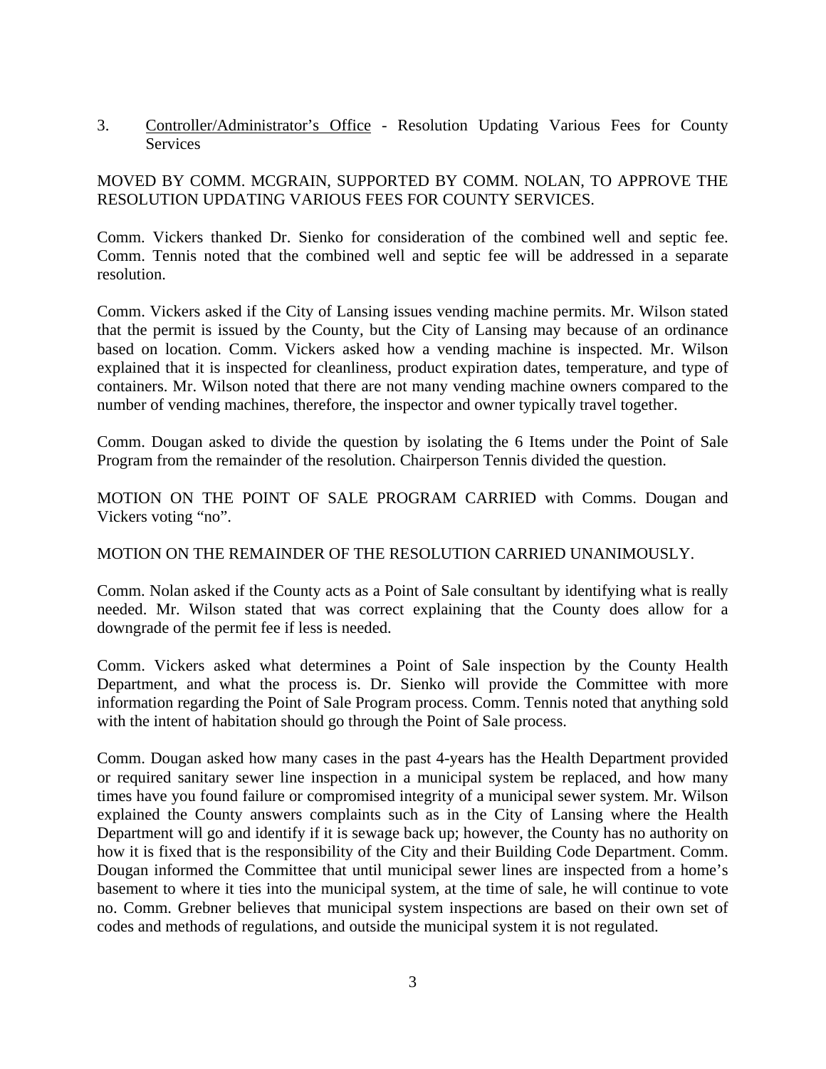3. Controller/Administrator's Office - Resolution Updating Various Fees for County Services

MOVED BY COMM. MCGRAIN, SUPPORTED BY COMM. NOLAN, TO APPROVE THE RESOLUTION UPDATING VARIOUS FEES FOR COUNTY SERVICES.

Comm. Vickers thanked Dr. Sienko for consideration of the combined well and septic fee. Comm. Tennis noted that the combined well and septic fee will be addressed in a separate resolution.

Comm. Vickers asked if the City of Lansing issues vending machine permits. Mr. Wilson stated that the permit is issued by the County, but the City of Lansing may because of an ordinance based on location. Comm. Vickers asked how a vending machine is inspected. Mr. Wilson explained that it is inspected for cleanliness, product expiration dates, temperature, and type of containers. Mr. Wilson noted that there are not many vending machine owners compared to the number of vending machines, therefore, the inspector and owner typically travel together.

Comm. Dougan asked to divide the question by isolating the 6 Items under the Point of Sale Program from the remainder of the resolution. Chairperson Tennis divided the question.

MOTION ON THE POINT OF SALE PROGRAM CARRIED with Comms. Dougan and Vickers voting "no".

MOTION ON THE REMAINDER OF THE RESOLUTION CARRIED UNANIMOUSLY.

Comm. Nolan asked if the County acts as a Point of Sale consultant by identifying what is really needed. Mr. Wilson stated that was correct explaining that the County does allow for a downgrade of the permit fee if less is needed.

Comm. Vickers asked what determines a Point of Sale inspection by the County Health Department, and what the process is. Dr. Sienko will provide the Committee with more information regarding the Point of Sale Program process. Comm. Tennis noted that anything sold with the intent of habitation should go through the Point of Sale process.

Comm. Dougan asked how many cases in the past 4-years has the Health Department provided or required sanitary sewer line inspection in a municipal system be replaced, and how many times have you found failure or compromised integrity of a municipal sewer system. Mr. Wilson explained the County answers complaints such as in the City of Lansing where the Health Department will go and identify if it is sewage back up; however, the County has no authority on how it is fixed that is the responsibility of the City and their Building Code Department. Comm. Dougan informed the Committee that until municipal sewer lines are inspected from a home's basement to where it ties into the municipal system, at the time of sale, he will continue to vote no. Comm. Grebner believes that municipal system inspections are based on their own set of codes and methods of regulations, and outside the municipal system it is not regulated.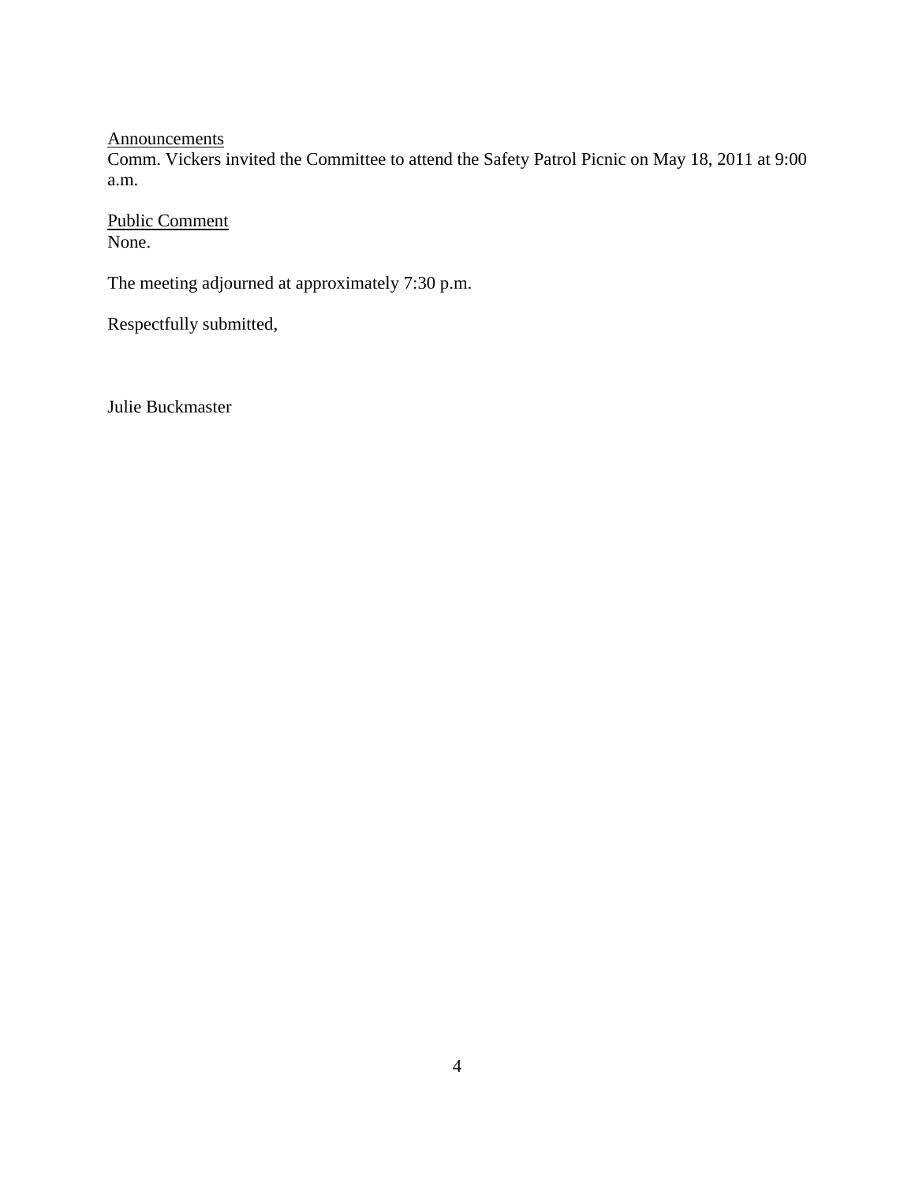<u>Announcements</u>
Comm. Vickers invited the Committee to attend the Safety Patrol Picnic on May 18, 2011 at 9:00 a.m.

<u>Public Comment</u>
None.

The meeting adjourned at approximately 7:30 p.m.

Respectfully submitted,

Julie Buckmaster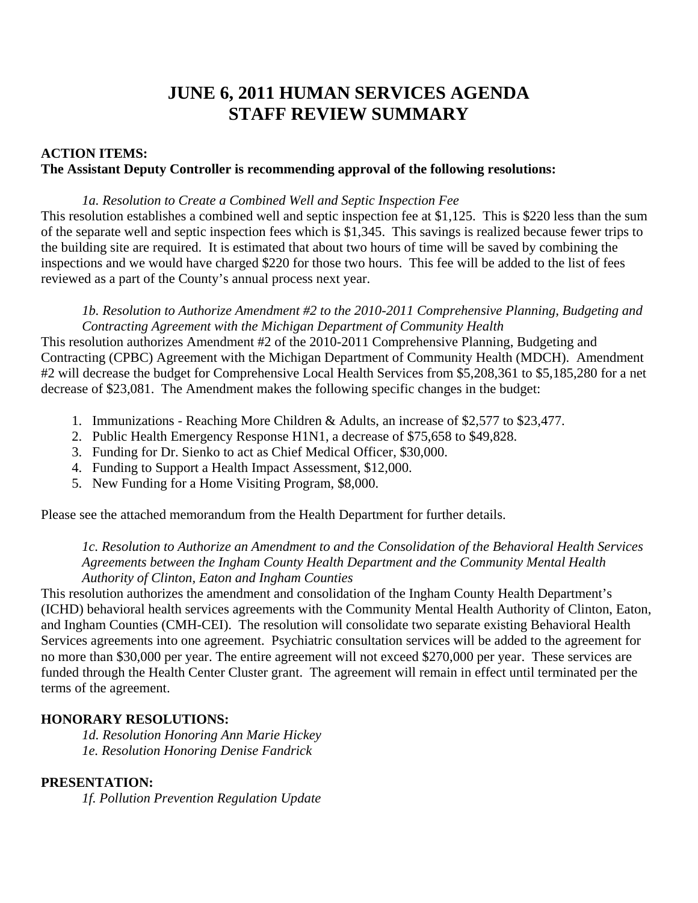# JUNE 6, 2011 HUMAN SERVICES AGENDA
# STAFF REVIEW SUMMARY

**ACTION ITEMS:**
**The Assistant Deputy Controller is recommending approval of the following resolutions:**

*1a. Resolution to Create a Combined Well and Septic Inspection Fee*

This resolution establishes a combined well and septic inspection fee at $1,125. This is $220 less than the sum of the separate well and septic inspection fees which is $1,345. This savings is realized because fewer trips to the building site are required. It is estimated that about two hours of time will be saved by combining the inspections and we would have charged $220 for those two hours. This fee will be added to the list of fees reviewed as a part of the County's annual process next year.

*1b. Resolution to Authorize Amendment #2 to the 2010-2011 Comprehensive Planning, Budgeting and Contracting Agreement with the Michigan Department of Community Health*

This resolution authorizes Amendment #2 of the 2010-2011 Comprehensive Planning, Budgeting and Contracting (CPBC) Agreement with the Michigan Department of Community Health (MDCH). Amendment #2 will decrease the budget for Comprehensive Local Health Services from $5,208,361 to $5,185,280 for a net decrease of $23,081. The Amendment makes the following specific changes in the budget:

1. Immunizations - Reaching More Children & Adults, an increase of $2,577 to $23,477.
2. Public Health Emergency Response H1N1, a decrease of $75,658 to $49,828.
3. Funding for Dr. Sienko to act as Chief Medical Officer, $30,000.
4. Funding to Support a Health Impact Assessment, $12,000.
5. New Funding for a Home Visiting Program, $8,000.

Please see the attached memorandum from the Health Department for further details.

*1c. Resolution to Authorize an Amendment to and the Consolidation of the Behavioral Health Services Agreements between the Ingham County Health Department and the Community Mental Health Authority of Clinton, Eaton and Ingham Counties*

This resolution authorizes the amendment and consolidation of the Ingham County Health Department's (ICHD) behavioral health services agreements with the Community Mental Health Authority of Clinton, Eaton, and Ingham Counties (CMH-CEI). The resolution will consolidate two separate existing Behavioral Health Services agreements into one agreement. Psychiatric consultation services will be added to the agreement for no more than $30,000 per year. The entire agreement will not exceed $270,000 per year. These services are funded through the Health Center Cluster grant. The agreement will remain in effect until terminated per the terms of the agreement.

**HONORARY RESOLUTIONS:**

*1d. Resolution Honoring Ann Marie Hickey*
*1e. Resolution Honoring Denise Fandrick*

**PRESENTATION:**

*1f. Pollution Prevention Regulation Update*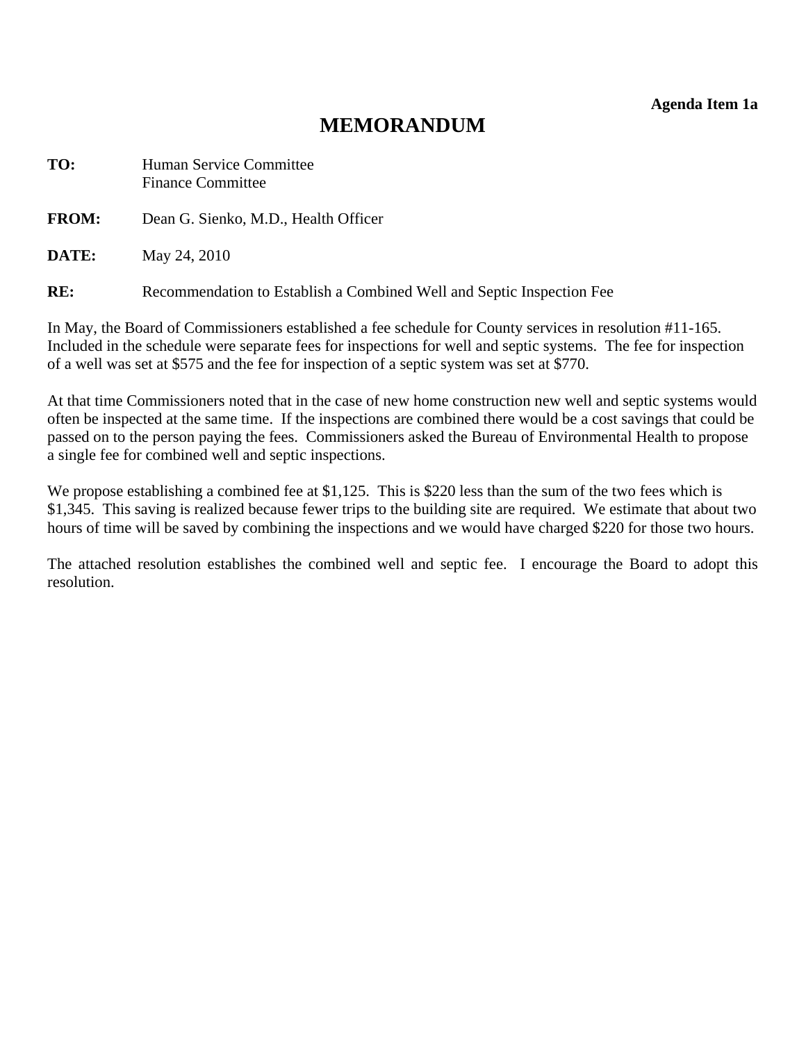**Agenda Item 1a**

# MEMORANDUM

**TO:** Human Service Committee
Finance Committee

**FROM:** Dean G. Sienko, M.D., Health Officer

**DATE:** May 24, 2010

**RE:** Recommendation to Establish a Combined Well and Septic Inspection Fee

In May, the Board of Commissioners established a fee schedule for County services in resolution #11-165. Included in the schedule were separate fees for inspections for well and septic systems. The fee for inspection of a well was set at $575 and the fee for inspection of a septic system was set at $770.

At that time Commissioners noted that in the case of new home construction new well and septic systems would often be inspected at the same time. If the inspections are combined there would be a cost savings that could be passed on to the person paying the fees. Commissioners asked the Bureau of Environmental Health to propose a single fee for combined well and septic inspections.

We propose establishing a combined fee at $1,125. This is $220 less than the sum of the two fees which is $1,345. This saving is realized because fewer trips to the building site are required. We estimate that about two hours of time will be saved by combining the inspections and we would have charged $220 for those two hours.

The attached resolution establishes the combined well and septic fee. I encourage the Board to adopt this resolution.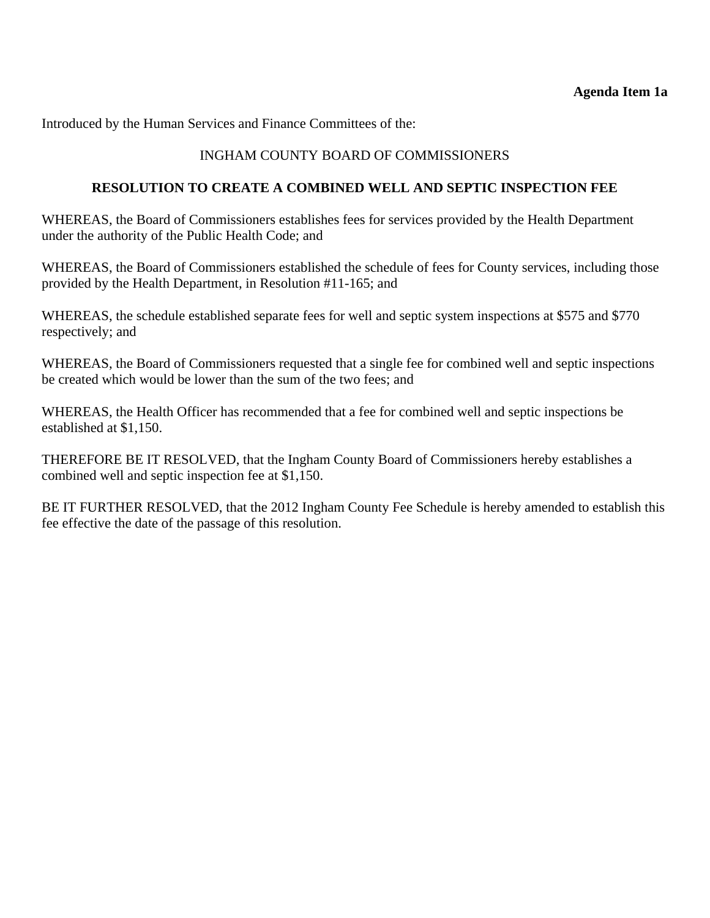**Agenda Item 1a**

Introduced by the Human Services and Finance Committees of the:

INGHAM COUNTY BOARD OF COMMISSIONERS

**RESOLUTION TO CREATE A COMBINED WELL AND SEPTIC INSPECTION FEE**

WHEREAS, the Board of Commissioners establishes fees for services provided by the Health Department under the authority of the Public Health Code; and

WHEREAS, the Board of Commissioners established the schedule of fees for County services, including those provided by the Health Department, in Resolution #11-165; and

WHEREAS, the schedule established separate fees for well and septic system inspections at $575 and $770 respectively; and

WHEREAS, the Board of Commissioners requested that a single fee for combined well and septic inspections be created which would be lower than the sum of the two fees; and

WHEREAS, the Health Officer has recommended that a fee for combined well and septic inspections be established at $1,150.

THEREFORE BE IT RESOLVED, that the Ingham County Board of Commissioners hereby establishes a combined well and septic inspection fee at $1,150.

BE IT FURTHER RESOLVED, that the 2012 Ingham County Fee Schedule is hereby amended to establish this fee effective the date of the passage of this resolution.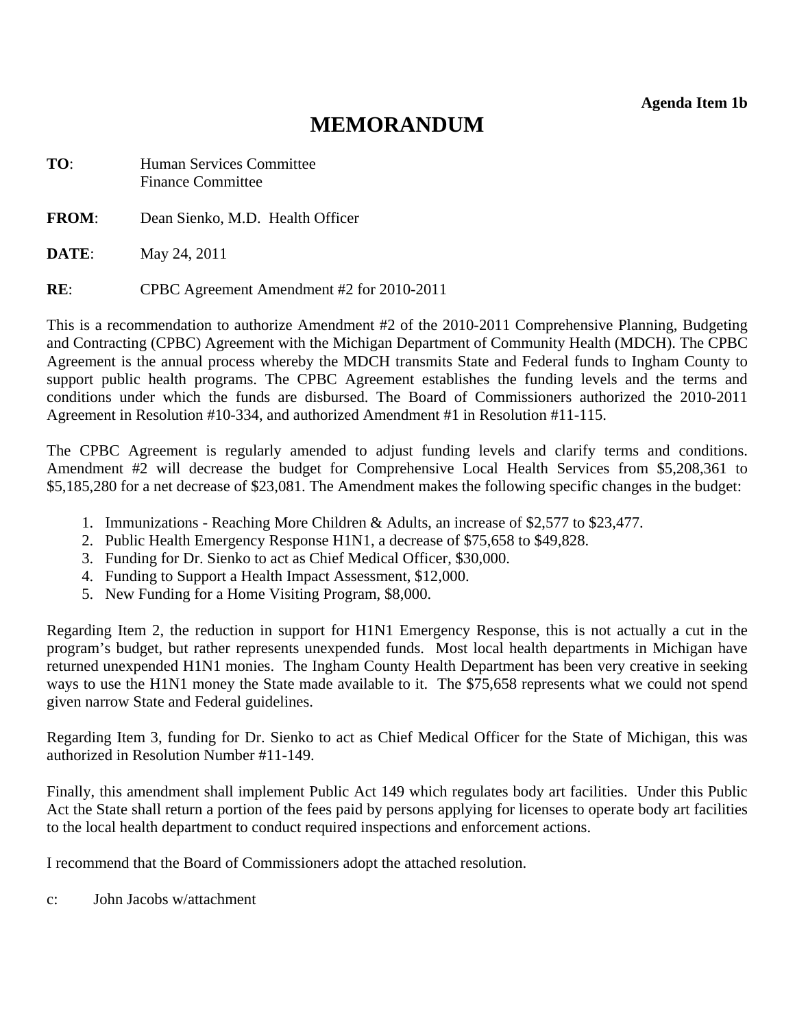**Agenda Item 1b**

# MEMORANDUM

**TO**: Human Services Committee
Finance Committee

**FROM**: Dean Sienko, M.D. Health Officer

**DATE**: May 24, 2011

**RE**: CPBC Agreement Amendment #2 for 2010-2011

This is a recommendation to authorize Amendment #2 of the 2010-2011 Comprehensive Planning, Budgeting and Contracting (CPBC) Agreement with the Michigan Department of Community Health (MDCH). The CPBC Agreement is the annual process whereby the MDCH transmits State and Federal funds to Ingham County to support public health programs. The CPBC Agreement establishes the funding levels and the terms and conditions under which the funds are disbursed. The Board of Commissioners authorized the 2010-2011 Agreement in Resolution #10-334, and authorized Amendment #1 in Resolution #11-115.

The CPBC Agreement is regularly amended to adjust funding levels and clarify terms and conditions. Amendment #2 will decrease the budget for Comprehensive Local Health Services from $5,208,361 to $5,185,280 for a net decrease of $23,081. The Amendment makes the following specific changes in the budget:

1. Immunizations - Reaching More Children & Adults, an increase of $2,577 to $23,477.
2. Public Health Emergency Response H1N1, a decrease of $75,658 to $49,828.
3. Funding for Dr. Sienko to act as Chief Medical Officer, $30,000.
4. Funding to Support a Health Impact Assessment, $12,000.
5. New Funding for a Home Visiting Program, $8,000.

Regarding Item 2, the reduction in support for H1N1 Emergency Response, this is not actually a cut in the program's budget, but rather represents unexpended funds. Most local health departments in Michigan have returned unexpended H1N1 monies. The Ingham County Health Department has been very creative in seeking ways to use the H1N1 money the State made available to it. The $75,658 represents what we could not spend given narrow State and Federal guidelines.

Regarding Item 3, funding for Dr. Sienko to act as Chief Medical Officer for the State of Michigan, this was authorized in Resolution Number #11-149.

Finally, this amendment shall implement Public Act 149 which regulates body art facilities. Under this Public Act the State shall return a portion of the fees paid by persons applying for licenses to operate body art facilities to the local health department to conduct required inspections and enforcement actions.

I recommend that the Board of Commissioners adopt the attached resolution.

c: John Jacobs w/attachment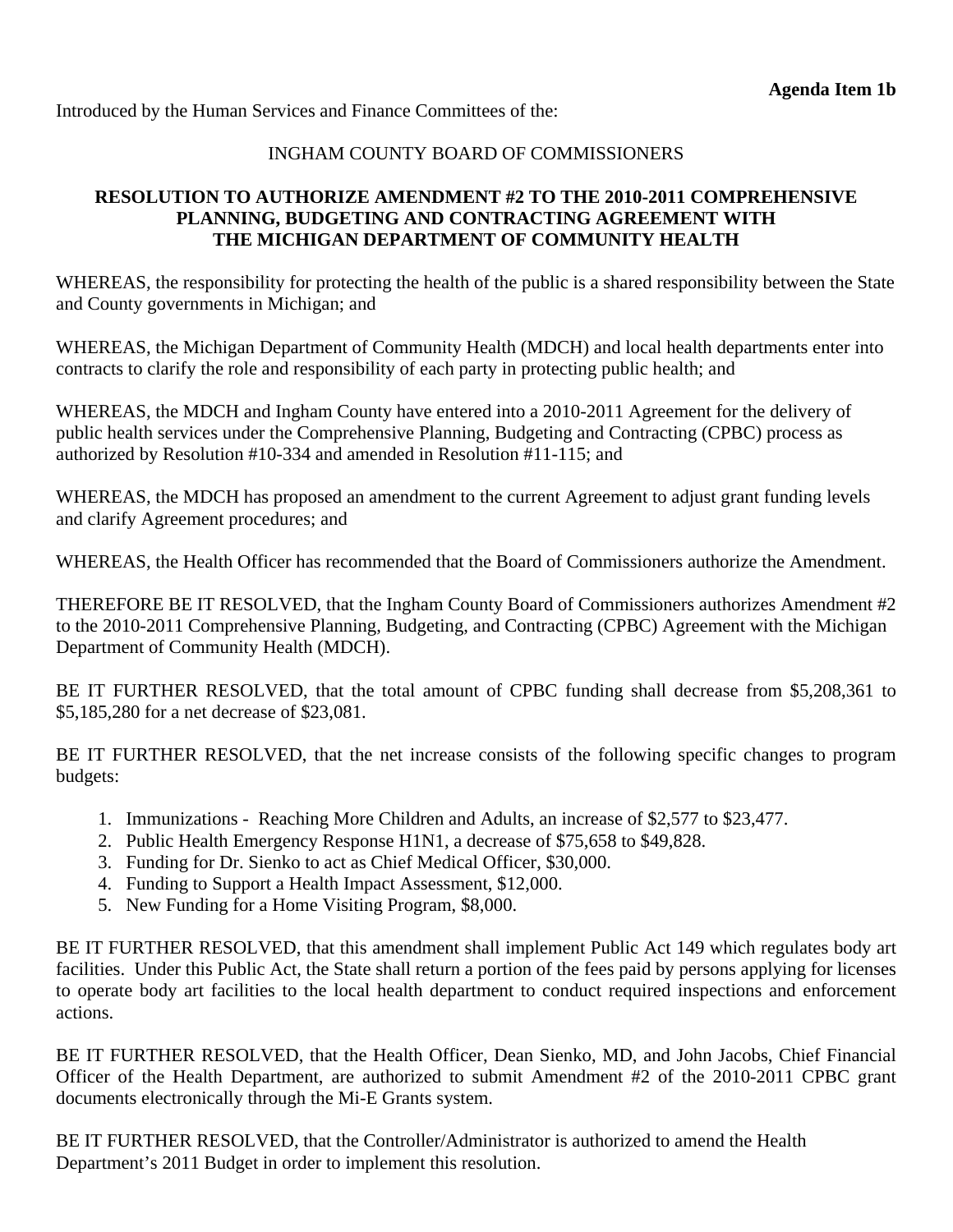**Agenda Item 1b**

Introduced by the Human Services and Finance Committees of the:

INGHAM COUNTY BOARD OF COMMISSIONERS

**RESOLUTION TO AUTHORIZE AMENDMENT #2 TO THE 2010-2011 COMPREHENSIVE PLANNING, BUDGETING AND CONTRACTING AGREEMENT WITH THE MICHIGAN DEPARTMENT OF COMMUNITY HEALTH**

WHEREAS, the responsibility for protecting the health of the public is a shared responsibility between the State and County governments in Michigan; and

WHEREAS, the Michigan Department of Community Health (MDCH) and local health departments enter into contracts to clarify the role and responsibility of each party in protecting public health; and

WHEREAS, the MDCH and Ingham County have entered into a 2010-2011 Agreement for the delivery of public health services under the Comprehensive Planning, Budgeting and Contracting (CPBC) process as authorized by Resolution #10-334 and amended in Resolution #11-115; and

WHEREAS, the MDCH has proposed an amendment to the current Agreement to adjust grant funding levels and clarify Agreement procedures; and

WHEREAS, the Health Officer has recommended that the Board of Commissioners authorize the Amendment.

THEREFORE BE IT RESOLVED, that the Ingham County Board of Commissioners authorizes Amendment #2 to the 2010-2011 Comprehensive Planning, Budgeting, and Contracting (CPBC) Agreement with the Michigan Department of Community Health (MDCH).

BE IT FURTHER RESOLVED, that the total amount of CPBC funding shall decrease from $5,208,361 to $5,185,280 for a net decrease of $23,081.

BE IT FURTHER RESOLVED, that the net increase consists of the following specific changes to program budgets:

1. Immunizations - Reaching More Children and Adults, an increase of $2,577 to $23,477.
2. Public Health Emergency Response H1N1, a decrease of $75,658 to $49,828.
3. Funding for Dr. Sienko to act as Chief Medical Officer, $30,000.
4. Funding to Support a Health Impact Assessment, $12,000.
5. New Funding for a Home Visiting Program, $8,000.

BE IT FURTHER RESOLVED, that this amendment shall implement Public Act 149 which regulates body art facilities. Under this Public Act, the State shall return a portion of the fees paid by persons applying for licenses to operate body art facilities to the local health department to conduct required inspections and enforcement actions.

BE IT FURTHER RESOLVED, that the Health Officer, Dean Sienko, MD, and John Jacobs, Chief Financial Officer of the Health Department, are authorized to submit Amendment #2 of the 2010-2011 CPBC grant documents electronically through the Mi-E Grants system.

BE IT FURTHER RESOLVED, that the Controller/Administrator is authorized to amend the Health Department's 2011 Budget in order to implement this resolution.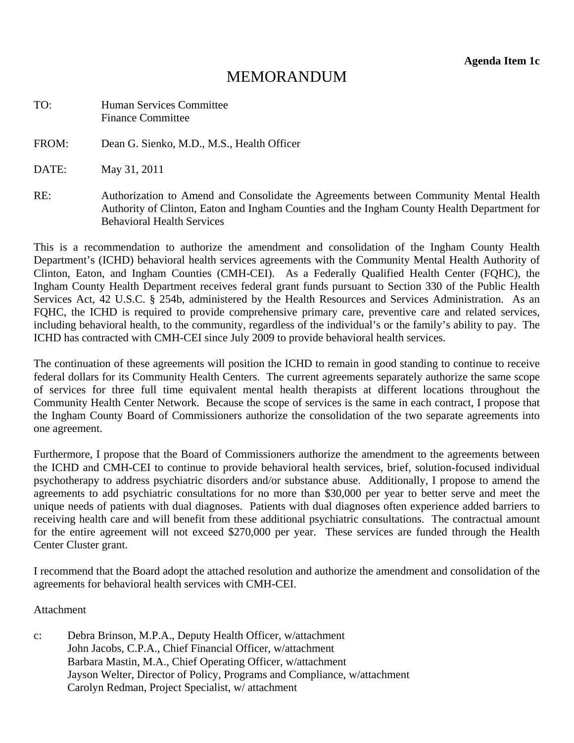**Agenda Item 1c**

# MEMORANDUM

TO: Human Services Committee
Finance Committee

FROM: Dean G. Sienko, M.D., M.S., Health Officer

DATE: May 31, 2011

RE: Authorization to Amend and Consolidate the Agreements between Community Mental Health Authority of Clinton, Eaton and Ingham Counties and the Ingham County Health Department for Behavioral Health Services

This is a recommendation to authorize the amendment and consolidation of the Ingham County Health Department's (ICHD) behavioral health services agreements with the Community Mental Health Authority of Clinton, Eaton, and Ingham Counties (CMH-CEI). As a Federally Qualified Health Center (FQHC), the Ingham County Health Department receives federal grant funds pursuant to Section 330 of the Public Health Services Act, 42 U.S.C. § 254b, administered by the Health Resources and Services Administration. As an FQHC, the ICHD is required to provide comprehensive primary care, preventive care and related services, including behavioral health, to the community, regardless of the individual's or the family's ability to pay. The ICHD has contracted with CMH-CEI since July 2009 to provide behavioral health services.

The continuation of these agreements will position the ICHD to remain in good standing to continue to receive federal dollars for its Community Health Centers. The current agreements separately authorize the same scope of services for three full time equivalent mental health therapists at different locations throughout the Community Health Center Network. Because the scope of services is the same in each contract, I propose that the Ingham County Board of Commissioners authorize the consolidation of the two separate agreements into one agreement.

Furthermore, I propose that the Board of Commissioners authorize the amendment to the agreements between the ICHD and CMH-CEI to continue to provide behavioral health services, brief, solution-focused individual psychotherapy to address psychiatric disorders and/or substance abuse. Additionally, I propose to amend the agreements to add psychiatric consultations for no more than $30,000 per year to better serve and meet the unique needs of patients with dual diagnoses. Patients with dual diagnoses often experience added barriers to receiving health care and will benefit from these additional psychiatric consultations. The contractual amount for the entire agreement will not exceed $270,000 per year. These services are funded through the Health Center Cluster grant.

I recommend that the Board adopt the attached resolution and authorize the amendment and consolidation of the agreements for behavioral health services with CMH-CEI.

Attachment

c: Debra Brinson, M.P.A., Deputy Health Officer, w/attachment
John Jacobs, C.P.A., Chief Financial Officer, w/attachment
Barbara Mastin, M.A., Chief Operating Officer, w/attachment
Jayson Welter, Director of Policy, Programs and Compliance, w/attachment
Carolyn Redman, Project Specialist, w/ attachment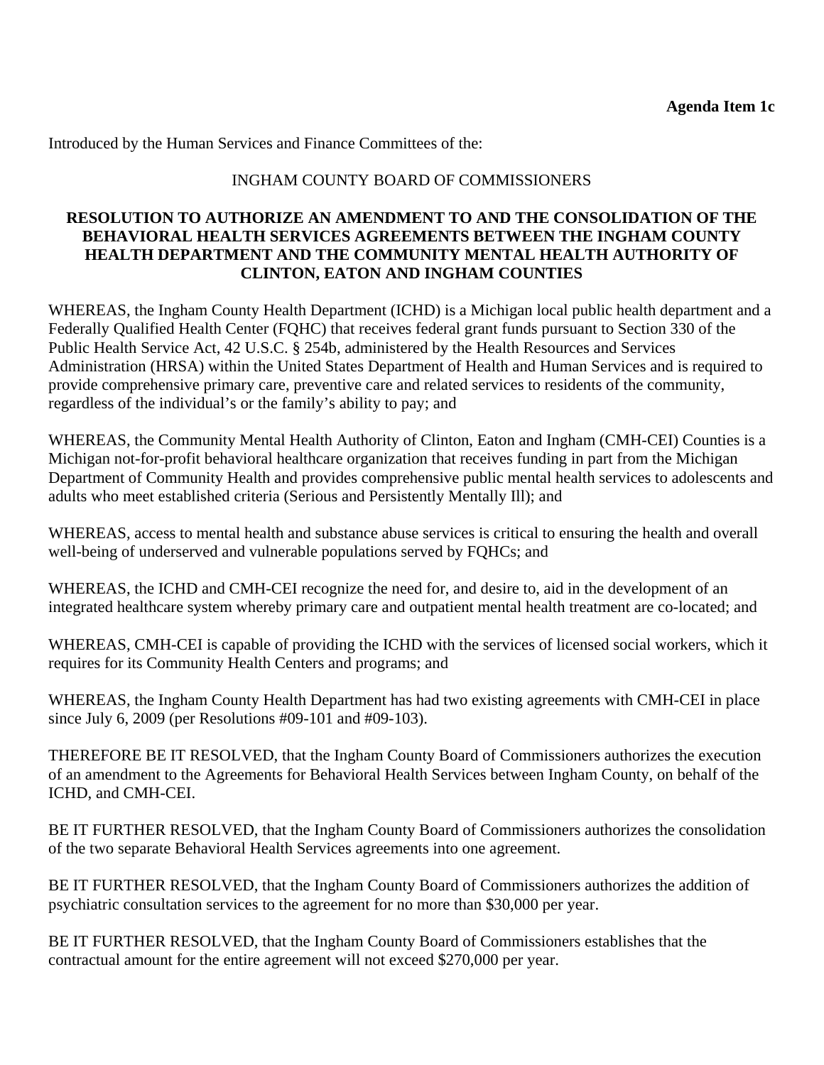**Agenda Item 1c**

Introduced by the Human Services and Finance Committees of the:

INGHAM COUNTY BOARD OF COMMISSIONERS

**RESOLUTION TO AUTHORIZE AN AMENDMENT TO AND THE CONSOLIDATION OF THE BEHAVIORAL HEALTH SERVICES AGREEMENTS BETWEEN THE INGHAM COUNTY HEALTH DEPARTMENT AND THE COMMUNITY MENTAL HEALTH AUTHORITY OF CLINTON, EATON AND INGHAM COUNTIES**

WHEREAS, the Ingham County Health Department (ICHD) is a Michigan local public health department and a Federally Qualified Health Center (FQHC) that receives federal grant funds pursuant to Section 330 of the Public Health Service Act, 42 U.S.C. § 254b, administered by the Health Resources and Services Administration (HRSA) within the United States Department of Health and Human Services and is required to provide comprehensive primary care, preventive care and related services to residents of the community, regardless of the individual's or the family's ability to pay; and

WHEREAS, the Community Mental Health Authority of Clinton, Eaton and Ingham (CMH-CEI) Counties is a Michigan not-for-profit behavioral healthcare organization that receives funding in part from the Michigan Department of Community Health and provides comprehensive public mental health services to adolescents and adults who meet established criteria (Serious and Persistently Mentally Ill); and

WHEREAS, access to mental health and substance abuse services is critical to ensuring the health and overall well-being of underserved and vulnerable populations served by FQHCs; and

WHEREAS, the ICHD and CMH-CEI recognize the need for, and desire to, aid in the development of an integrated healthcare system whereby primary care and outpatient mental health treatment are co-located; and

WHEREAS, CMH-CEI is capable of providing the ICHD with the services of licensed social workers, which it requires for its Community Health Centers and programs; and

WHEREAS, the Ingham County Health Department has had two existing agreements with CMH-CEI in place since July 6, 2009 (per Resolutions #09-101 and #09-103).

THEREFORE BE IT RESOLVED, that the Ingham County Board of Commissioners authorizes the execution of an amendment to the Agreements for Behavioral Health Services between Ingham County, on behalf of the ICHD, and CMH-CEI.

BE IT FURTHER RESOLVED, that the Ingham County Board of Commissioners authorizes the consolidation of the two separate Behavioral Health Services agreements into one agreement.

BE IT FURTHER RESOLVED, that the Ingham County Board of Commissioners authorizes the addition of psychiatric consultation services to the agreement for no more than $30,000 per year.

BE IT FURTHER RESOLVED, that the Ingham County Board of Commissioners establishes that the contractual amount for the entire agreement will not exceed $270,000 per year.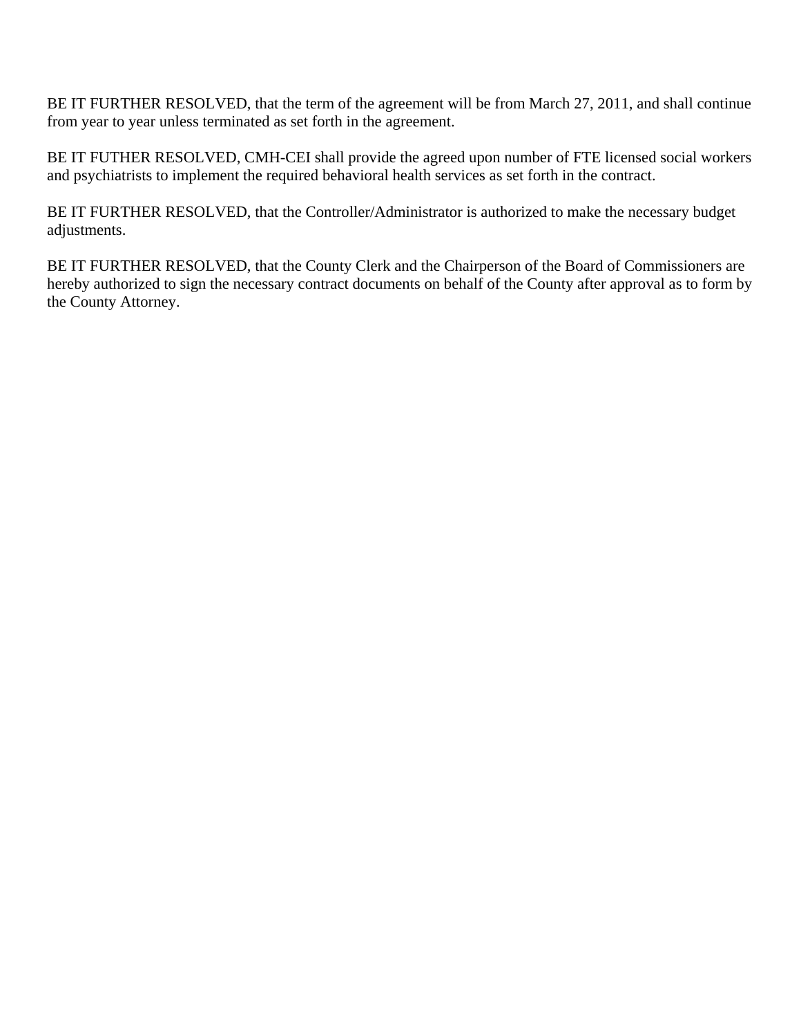BE IT FURTHER RESOLVED, that the term of the agreement will be from March 27, 2011, and shall continue from year to year unless terminated as set forth in the agreement.

BE IT FUTHER RESOLVED, CMH-CEI shall provide the agreed upon number of FTE licensed social workers and psychiatrists to implement the required behavioral health services as set forth in the contract.

BE IT FURTHER RESOLVED, that the Controller/Administrator is authorized to make the necessary budget adjustments.

BE IT FURTHER RESOLVED, that the County Clerk and the Chairperson of the Board of Commissioners are hereby authorized to sign the necessary contract documents on behalf of the County after approval as to form by the County Attorney.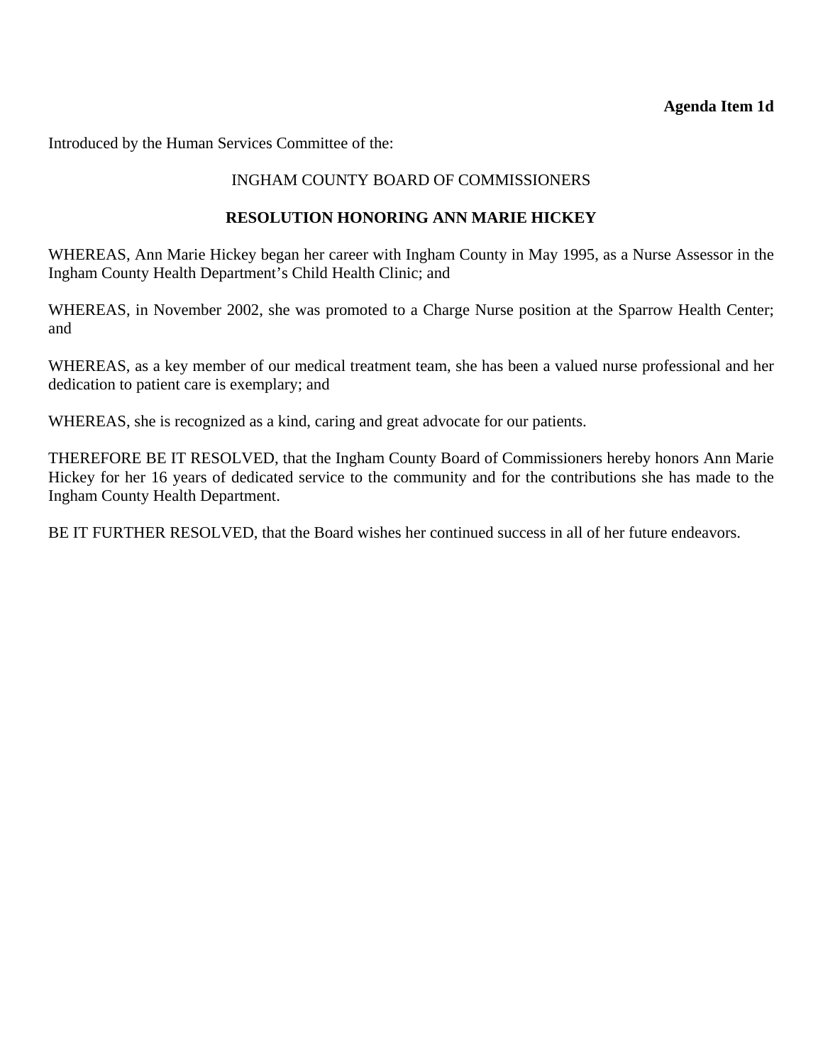**Agenda Item 1d**

Introduced by the Human Services Committee of the:

INGHAM COUNTY BOARD OF COMMISSIONERS

**RESOLUTION HONORING ANN MARIE HICKEY**

WHEREAS, Ann Marie Hickey began her career with Ingham County in May 1995, as a Nurse Assessor in the Ingham County Health Department's Child Health Clinic; and

WHEREAS, in November 2002, she was promoted to a Charge Nurse position at the Sparrow Health Center; and

WHEREAS, as a key member of our medical treatment team, she has been a valued nurse professional and her dedication to patient care is exemplary; and

WHEREAS, she is recognized as a kind, caring and great advocate for our patients.

THEREFORE BE IT RESOLVED, that the Ingham County Board of Commissioners hereby honors Ann Marie Hickey for her 16 years of dedicated service to the community and for the contributions she has made to the Ingham County Health Department.

BE IT FURTHER RESOLVED, that the Board wishes her continued success in all of her future endeavors.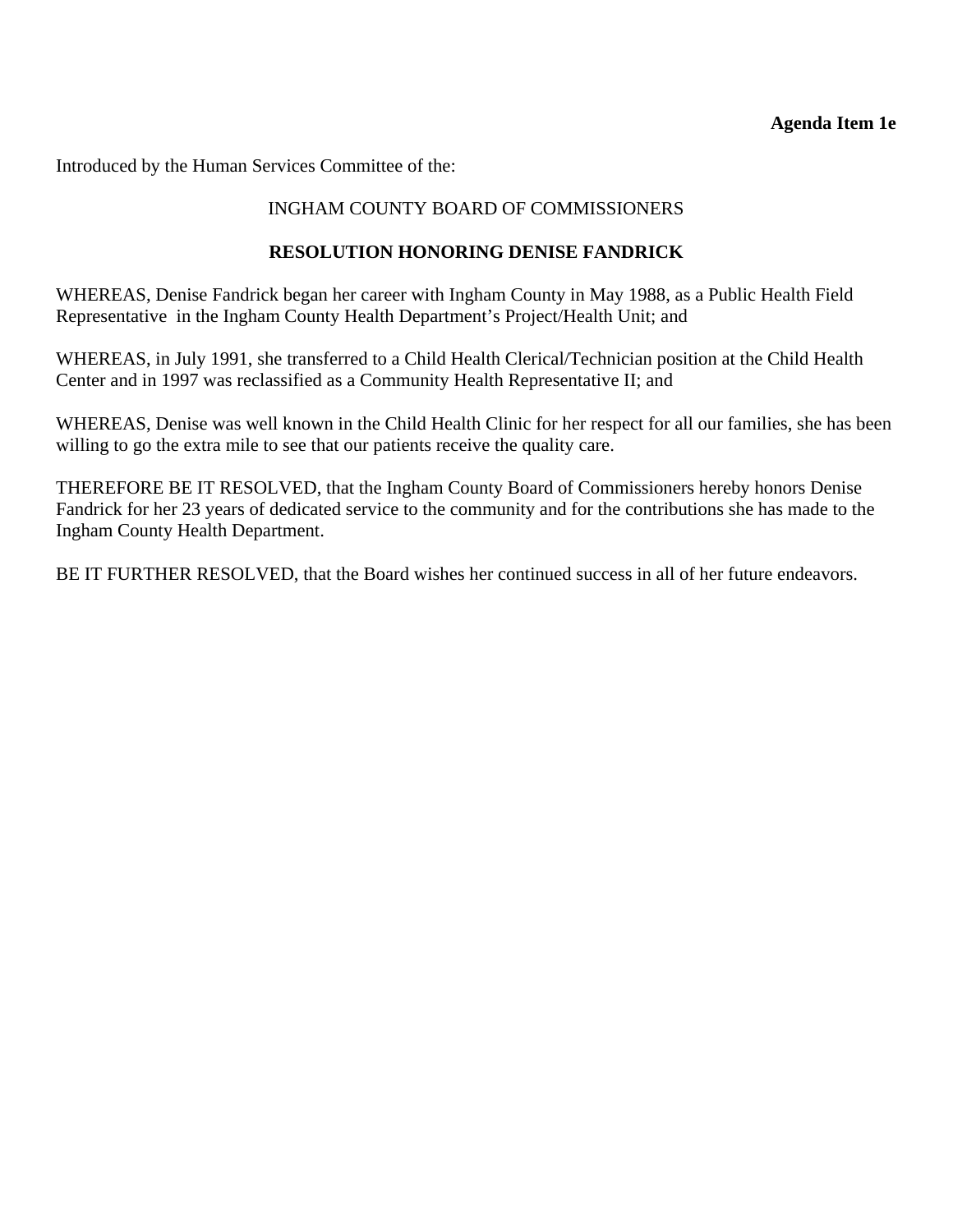**Agenda Item 1e**

Introduced by the Human Services Committee of the:

INGHAM COUNTY BOARD OF COMMISSIONERS

**RESOLUTION HONORING DENISE FANDRICK**

WHEREAS, Denise Fandrick began her career with Ingham County in May 1988, as a Public Health Field Representative in the Ingham County Health Department's Project/Health Unit; and

WHEREAS, in July 1991, she transferred to a Child Health Clerical/Technician position at the Child Health Center and in 1997 was reclassified as a Community Health Representative II; and

WHEREAS, Denise was well known in the Child Health Clinic for her respect for all our families, she has been willing to go the extra mile to see that our patients receive the quality care.

THEREFORE BE IT RESOLVED, that the Ingham County Board of Commissioners hereby honors Denise Fandrick for her 23 years of dedicated service to the community and for the contributions she has made to the Ingham County Health Department.

BE IT FURTHER RESOLVED, that the Board wishes her continued success in all of her future endeavors.